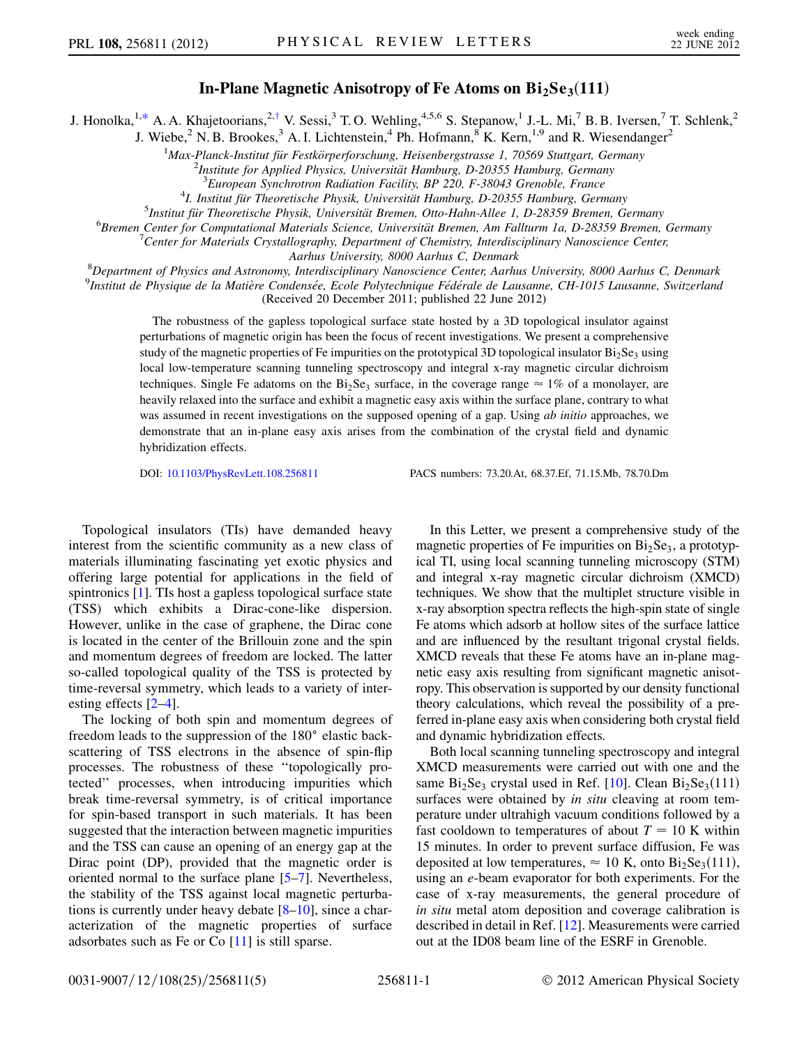# In-Plane Magnetic Anisotropy of Fe Atoms on $Bi_2Se_3(111)$

J. Honolka,[1,*] A. A. Khajetoorians,[2,†] V. Sessi,[3] T. O. Wehling,[4,5,6] S. Stepanow,[1] J.-L. Mi,[7] B. B. Iversen,[7] T. Schlenk,[2] J. Wiebe,[2] N. B. Brookes,[3] A. I. Lichtenstein,[4] Ph. Hofmann,[8] K. Kern,[1,9] and R. Wiesendanger[2]

[1]Max-Planck-Institut für Festkörperforschung, Heisenbergstrasse 1, 70569 Stuttgart, Germany
[2]Institute for Applied Physics, Universität Hamburg, D-20355 Hamburg, Germany
[3]European Synchrotron Radiation Facility, BP 220, F-38043 Grenoble, France
[4]I. Institut für Theoretische Physik, Universität Hamburg, D-20355 Hamburg, Germany
[5]Institut für Theoretische Physik, Universität Bremen, Otto-Hahn-Allee 1, D-28359 Bremen, Germany
[6]Bremen Center for Computational Materials Science, Universität Bremen, Am Fallturm 1a, D-28359 Bremen, Germany
[7]Center for Materials Crystallography, Department of Chemistry, Interdisciplinary Nanoscience Center, Aarhus University, 8000 Aarhus C, Denmark
[8]Department of Physics and Astronomy, Interdisciplinary Nanoscience Center, Aarhus University, 8000 Aarhus C, Denmark
[9]Institut de Physique de la Matière Condensée, Ecole Polytechnique Fédérale de Lausanne, CH-1015 Lausanne, Switzerland

(Received 20 December 2011; published 22 June 2012)

The robustness of the gapless topological surface state hosted by a 3D topological insulator against perturbations of magnetic origin has been the focus of recent investigations. We present a comprehensive study of the magnetic properties of Fe impurities on the prototypical 3D topological insulator $Bi_2Se_3$ using local low-temperature scanning tunneling spectroscopy and integral x-ray magnetic circular dichroism techniques. Single Fe adatoms on the $Bi_2Se_3$ surface, in the coverage range $\approx 1\%$ of a monolayer, are heavily relaxed into the surface and exhibit a magnetic easy axis within the surface plane, contrary to what was assumed in recent investigations on the supposed opening of a gap. Using *ab initio* approaches, we demonstrate that an in-plane easy axis arises from the combination of the crystal field and dynamic hybridization effects.

DOI: 10.1103/PhysRevLett.108.256811 PACS numbers: 73.20.At, 68.37.Ef, 71.15.Mb, 78.70.Dm

Topological insulators (TIs) have demanded heavy interest from the scientific community as a new class of materials illuminating fascinating yet exotic physics and offering large potential for applications in the field of spintronics [1]. TIs host a gapless topological surface state (TSS) which exhibits a Dirac-cone-like dispersion. However, unlike in the case of graphene, the Dirac cone is located in the center of the Brillouin zone and the spin and momentum degrees of freedom are locked. The latter so-called topological quality of the TSS is protected by time-reversal symmetry, which leads to a variety of interesting effects [2–4].

The locking of both spin and momentum degrees of freedom leads to the suppression of the 180° elastic backscattering of TSS electrons in the absence of spin-flip processes. The robustness of these "topologically protected" processes, when introducing impurities which break time-reversal symmetry, is of critical importance for spin-based transport in such materials. It has been suggested that the interaction between magnetic impurities and the TSS can cause an opening of an energy gap at the Dirac point (DP), provided that the magnetic order is oriented normal to the surface plane [5–7]. Nevertheless, the stability of the TSS against local magnetic perturbations is currently under heavy debate [8–10], since a characterization of the magnetic properties of surface adsorbates such as Fe or Co [11] is still sparse.

In this Letter, we present a comprehensive study of the magnetic properties of Fe impurities on $Bi_2Se_3$, a prototypical TI, using local scanning tunneling microscopy (STM) and integral x-ray magnetic circular dichroism (XMCD) techniques. We show that the multiplet structure visible in x-ray absorption spectra reflects the high-spin state of single Fe atoms which adsorb at hollow sites of the surface lattice and are influenced by the resultant trigonal crystal fields. XMCD reveals that these Fe atoms have an in-plane magnetic easy axis resulting from significant magnetic anisotropy. This observation is supported by our density functional theory calculations, which reveal the possibility of a preferred in-plane easy axis when considering both crystal field and dynamic hybridization effects.

Both local scanning tunneling spectroscopy and integral XMCD measurements were carried out with one and the same $Bi_2Se_3$ crystal used in Ref. [10]. Clean $Bi_2Se_3(111)$ surfaces were obtained by *in situ* cleaving at room temperature under ultrahigh vacuum conditions followed by a fast cooldown to temperatures of about $T = 10$ K within 15 minutes. In order to prevent surface diffusion, Fe was deposited at low temperatures, $\approx 10$ K, onto $Bi_2Se_3(111)$, using an *e*-beam evaporator for both experiments. For the case of x-ray measurements, the general procedure of *in situ* metal atom deposition and coverage calibration is described in detail in Ref. [12]. Measurements were carried out at the ID08 beam line of the ESRF in Grenoble.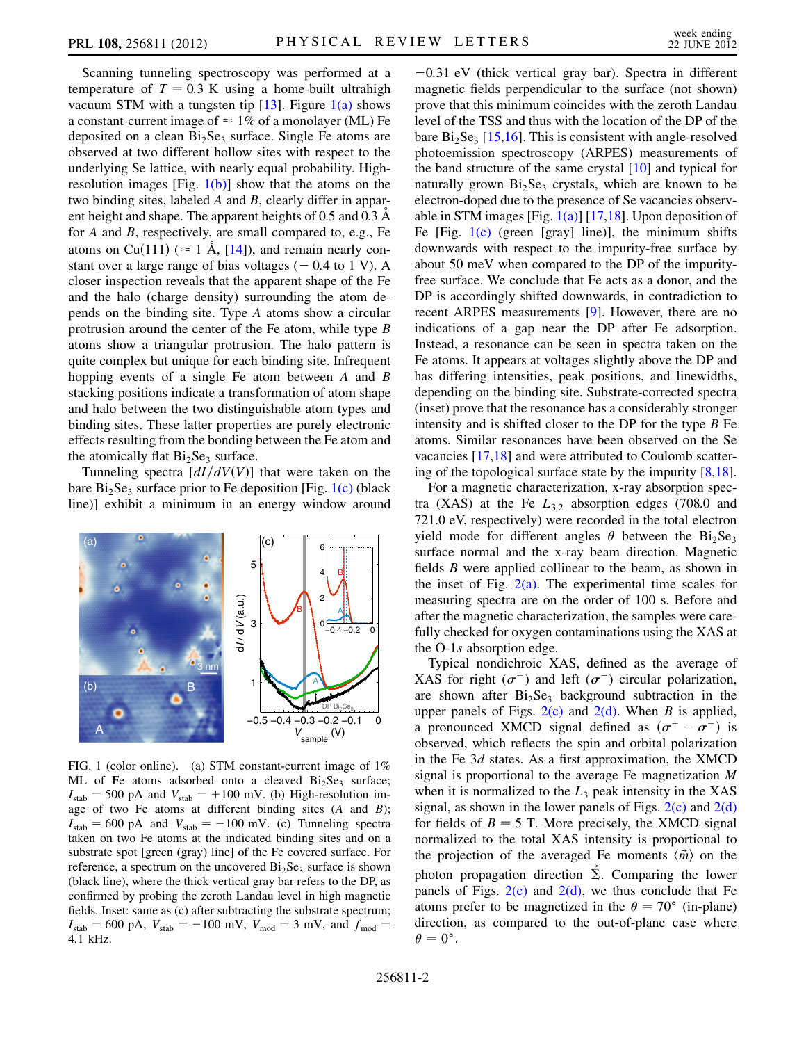Scanning tunneling spectroscopy was performed at a temperature of $T = 0.3$ K using a home-built ultrahigh vacuum STM with a tungsten tip [13]. Figure 1(a) shows a constant-current image of $\approx 1\%$ of a monolayer (ML) Fe deposited on a clean $Bi_2Se_3$ surface. Single Fe atoms are observed at two different hollow sites with respect to the underlying Se lattice, with nearly equal probability. High-resolution images [Fig. 1(b)] show that the atoms on the two binding sites, labeled $A$ and $B$, clearly differ in apparent height and shape. The apparent heights of 0.5 and 0.3 Å for $A$ and $B$, respectively, are small compared to, e.g., Fe atoms on Cu(111) ($\approx 1$ Å, [14]), and remain nearly constant over a large range of bias voltages ($-0.4$ to 1 V). A closer inspection reveals that the apparent shape of the Fe and the halo (charge density) surrounding the atom depends on the binding site. Type $A$ atoms show a circular protrusion around the center of the Fe atom, while type $B$ atoms show a triangular protrusion. The halo pattern is quite complex but unique for each binding site. Infrequent hopping events of a single Fe atom between $A$ and $B$ stacking positions indicate a transformation of atom shape and halo between the two distinguishable atom types and binding sites. These latter properties are purely electronic effects resulting from the bonding between the Fe atom and the atomically flat $Bi_2Se_3$ surface.

Tunneling spectra $[dI/dV(V)]$ that were taken on the bare $Bi_2Se_3$ surface prior to Fe deposition [Fig. 1(c) (black line)] exhibit a minimum in an energy window around $-0.31$ eV (thick vertical gray bar). Spectra in different magnetic fields perpendicular to the surface (not shown) prove that this minimum coincides with the zeroth Landau level of the TSS and thus with the location of the DP of the bare $Bi_2Se_3$ [15,16]. This is consistent with angle-resolved photoemission spectroscopy (ARPES) measurements of the band structure of the same crystal [10] and typical for naturally grown $Bi_2Se_3$ crystals, which are known to be electron-doped due to the presence of Se vacancies observable in STM images [Fig. 1(a)] [17,18]. Upon deposition of Fe [Fig. 1(c) (green [gray] line)], the minimum shifts downwards with respect to the impurity-free surface by about 50 meV when compared to the DP of the impurity-free surface. We conclude that Fe acts as a donor, and the DP is accordingly shifted downwards, in contradiction to recent ARPES measurements [9]. However, there are no indications of a gap near the DP after Fe adsorption. Instead, a resonance can be seen in spectra taken on the Fe atoms. It appears at voltages slightly above the DP and has differing intensities, peak positions, and linewidths, depending on the binding site. Substrate-corrected spectra (inset) prove that the resonance has a considerably stronger intensity and is shifted closer to the DP for the type $B$ Fe atoms. Similar resonances have been observed on the Se vacancies [17,18] and were attributed to Coulomb scattering of the topological surface state by the impurity [8,18].

FIG. 1 (color online). (a) STM constant-current image of 1% ML of Fe atoms adsorbed onto a cleaved $Bi_2Se_3$ surface; $I_{stab} = 500$ pA and $V_{stab} = +100$ mV. (b) High-resolution image of two Fe atoms at different binding sites ($A$ and $B$); $I_{stab} = 600$ pA and $V_{stab} = -100$ mV. (c) Tunneling spectra taken on two Fe atoms at the indicated binding sites and on a substrate spot [green (gray) line] of the Fe covered surface. For reference, a spectrum on the uncovered $Bi_2Se_3$ surface is shown (black line), where the thick vertical gray bar refers to the DP, as confirmed by probing the zeroth Landau level in high magnetic fields. Inset: same as (c) after subtracting the substrate spectrum; $I_{stab} = 600$ pA, $V_{stab} = -100$ mV, $V_{mod} = 3$ mV, and $f_{mod} = 4.1$ kHz.

For a magnetic characterization, x-ray absorption spectra (XAS) at the Fe $L_{3,2}$ absorption edges (708.0 and 721.0 eV, respectively) were recorded in the total electron yield mode for different angles $\theta$ between the $Bi_2Se_3$ surface normal and the x-ray beam direction. Magnetic fields $B$ were applied collinear to the beam, as shown in the inset of Fig. 2(a). The experimental time scales for measuring spectra are on the order of 100 s. Before and after the magnetic characterization, the samples were carefully checked for oxygen contaminations using the XAS at the O-1$s$ absorption edge.

Typical nondichroic XAS, defined as the average of XAS for right ($\sigma^+$) and left ($\sigma^-$) circular polarization, are shown after $Bi_2Se_3$ background subtraction in the upper panels of Figs. 2(c) and 2(d). When $B$ is applied, a pronounced XMCD signal defined as $(\sigma^+ - \sigma^-)$ is observed, which reflects the spin and orbital polarization in the Fe 3$d$ states. As a first approximation, the XMCD signal is proportional to the average Fe magnetization $M$ when it is normalized to the $L_3$ peak intensity in the XAS signal, as shown in the lower panels of Figs. 2(c) and 2(d) for fields of $B = 5$ T. More precisely, the XMCD signal normalized to the total XAS intensity is proportional to the projection of the averaged Fe moments $\langle \vec{m} \rangle$ on the photon propagation direction $\vec{\Sigma}$. Comparing the lower panels of Figs. 2(c) and 2(d), we thus conclude that Fe atoms prefer to be magnetized in the $\theta = 70°$ (in-plane) direction, as compared to the out-of-plane case where $\theta = 0°$.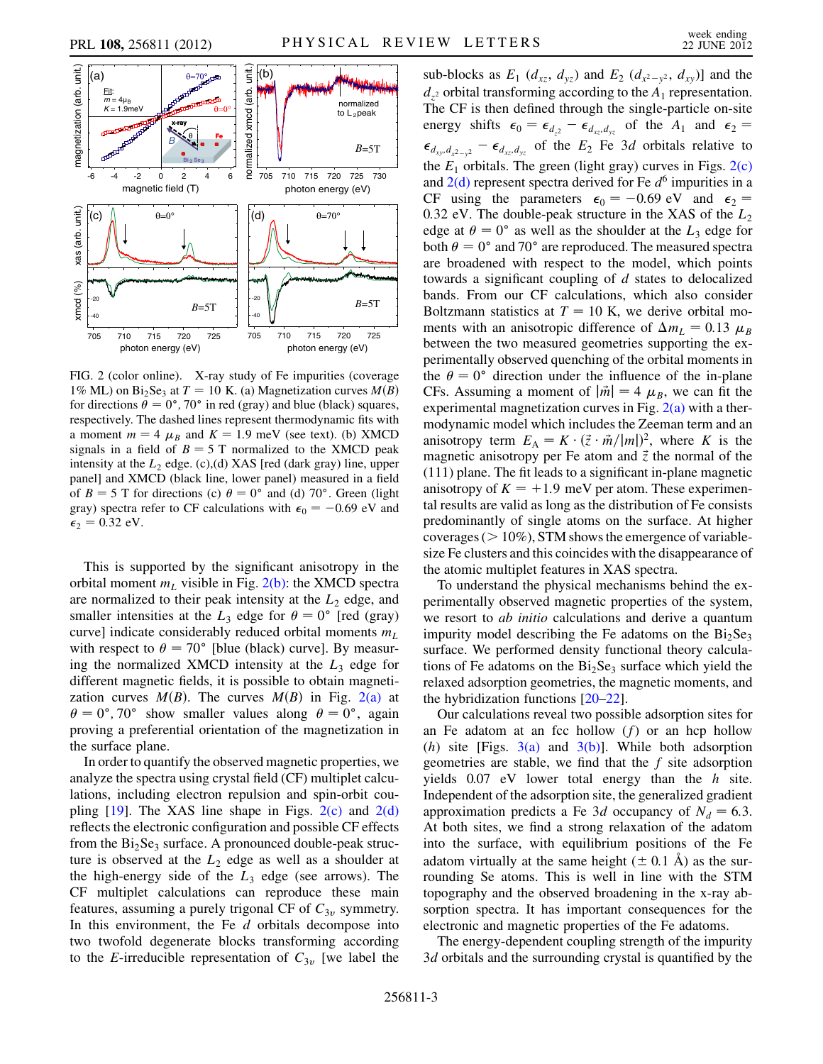FIG. 2 (color online). X-ray study of Fe impurities (coverage 1% ML) on $Bi_2Se_3$ at $T = 10$ K. (a) Magnetization curves $M(B)$ for directions $\theta = 0°, 70°$ in red (gray) and blue (black) squares, respectively. The dashed lines represent thermodynamic fits with a moment $m = 4\ \mu_B$ and $K = 1.9$ meV (see text). (b) XMCD signals in a field of $B = 5$ T normalized to the XMCD peak intensity at the $L_2$ edge. (c),(d) XAS [red (dark gray) line, upper panel] and XMCD (black line, lower panel) measured in a field of $B = 5$ T for directions (c) $\theta = 0°$ and (d) $70°$. Green (light gray) spectra refer to CF calculations with $\epsilon_0 = -0.69$ eV and $\epsilon_2 = 0.32$ eV.

This is supported by the significant anisotropy in the orbital moment $m_L$ visible in Fig. 2(b): the XMCD spectra are normalized to their peak intensity at the $L_2$ edge, and smaller intensities at the $L_3$ edge for $\theta = 0°$ [red (gray) curve] indicate considerably reduced orbital moments $m_L$ with respect to $\theta = 70°$ [blue (black) curve]. By measuring the normalized XMCD intensity at the $L_3$ edge for different magnetic fields, it is possible to obtain magnetization curves $M(B)$. The curves $M(B)$ in Fig. 2(a) at $\theta = 0°, 70°$ show smaller values along $\theta = 0°$, again proving a preferential orientation of the magnetization in the surface plane.

In order to quantify the observed magnetic properties, we analyze the spectra using crystal field (CF) multiplet calculations, including electron repulsion and spin-orbit coupling [19]. The XAS line shape in Figs. 2(c) and 2(d) reflects the electronic configuration and possible CF effects from the $Bi_2Se_3$ surface. A pronounced double-peak structure is observed at the $L_2$ edge as well as a shoulder at the high-energy side of the $L_3$ edge (see arrows). The CF multiplet calculations can reproduce these main features, assuming a purely trigonal CF of $C_{3v}$ symmetry. In this environment, the Fe $d$ orbitals decompose into two twofold degenerate blocks transforming according to the $E$-irreducible representation of $C_{3v}$ [we label the sub-blocks as $E_1$ ($d_{xz}$, $d_{yz}$) and $E_2$ ($d_{x^2-y^2}$, $d_{xy}$)] and the $d_{z^2}$ orbital transforming according to the $A_1$ representation. The CF is then defined through the single-particle on-site energy shifts $\epsilon_0 = \epsilon_{d_{z^2}} - \epsilon_{d_{xz},d_{yz}}$ of the $A_1$ and $\epsilon_2 = \epsilon_{d_{xy},d_{x^2-y^2}} - \epsilon_{d_{xz},d_{yz}}$ of the $E_2$ Fe $3d$ orbitals relative to the $E_1$ orbitals. The green (light gray) curves in Figs. 2(c) and 2(d) represent spectra derived for Fe $d^6$ impurities in a CF using the parameters $\epsilon_0 = -0.69$ eV and $\epsilon_2 = 0.32$ eV. The double-peak structure in the XAS of the $L_2$ edge at $\theta = 0°$ as well as the shoulder at the $L_3$ edge for both $\theta = 0°$ and $70°$ are reproduced. The measured spectra are broadened with respect to the model, which points towards a significant coupling of $d$ states to delocalized bands. From our CF calculations, which also consider Boltzmann statistics at $T = 10$ K, we derive orbital moments with an anisotropic difference of $\Delta m_L = 0.13\ \mu_B$ between the two measured geometries supporting the experimentally observed quenching of the orbital moments in the $\theta = 0°$ direction under the influence of the in-plane CFs. Assuming a moment of $|\vec{m}| = 4\ \mu_B$, we can fit the experimental magnetization curves in Fig. 2(a) with a thermodynamic model which includes the Zeeman term and an anisotropy term $E_A = K \cdot (\vec{z} \cdot \vec{m}/|m|)^2$, where $K$ is the magnetic anisotropy per Fe atom and $\vec{z}$ the normal of the (111) plane. The fit leads to a significant in-plane magnetic anisotropy of $K = +1.9$ meV per atom. These experimental results are valid as long as the distribution of Fe consists predominantly of single atoms on the surface. At higher coverages ($> 10\%$), STM shows the emergence of variable-size Fe clusters and this coincides with the disappearance of the atomic multiplet features in XAS spectra.

To understand the physical mechanisms behind the experimentally observed magnetic properties of the system, we resort to *ab initio* calculations and derive a quantum impurity model describing the Fe adatoms on the $Bi_2Se_3$ surface. We performed density functional theory calculations of Fe adatoms on the $Bi_2Se_3$ surface which yield the relaxed adsorption geometries, the magnetic moments, and the hybridization functions [20–22].

Our calculations reveal two possible adsorption sites for an Fe adatom at an fcc hollow ($f$) or an hcp hollow ($h$) site [Figs. 3(a) and 3(b)]. While both adsorption geometries are stable, we find that the $f$ site adsorption yields 0.07 eV lower total energy than the $h$ site. Independent of the adsorption site, the generalized gradient approximation predicts a Fe $3d$ occupancy of $N_d = 6.3$. At both sites, we find a strong relaxation of the adatom into the surface, with equilibrium positions of the Fe adatom virtually at the same height ($\pm$ 0.1 Å) as the surrounding Se atoms. This is well in line with the STM topography and the observed broadening in the x-ray absorption spectra. It has important consequences for the electronic and magnetic properties of the Fe adatoms.

The energy-dependent coupling strength of the impurity $3d$ orbitals and the surrounding crystal is quantified by the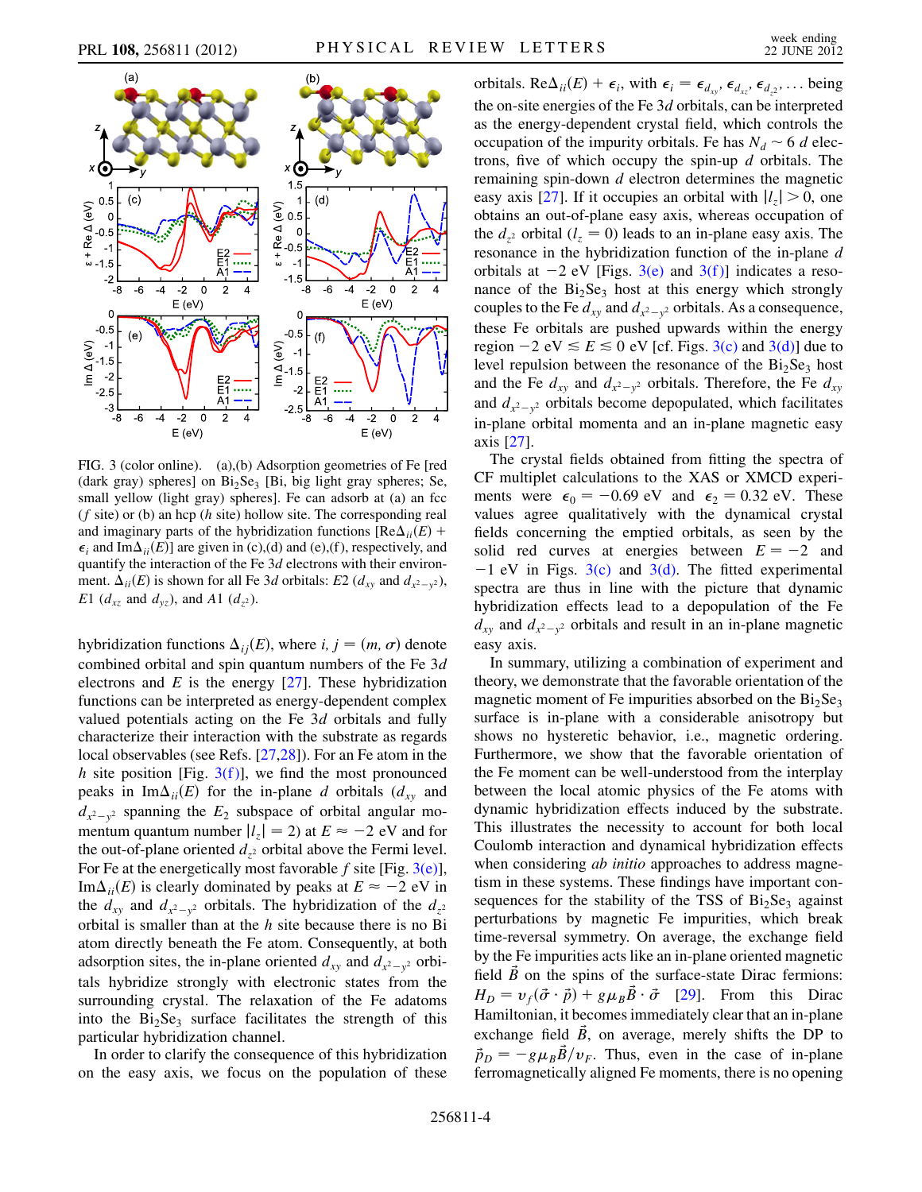FIG. 3 (color online). (a),(b) Adsorption geometries of Fe [red (dark gray) spheres] on $Bi_2Se_3$ [Bi, big light gray spheres; Se, small yellow (light gray) spheres]. Fe can adsorb at (a) an fcc ($f$ site) or (b) an hcp ($h$ site) hollow site. The corresponding real and imaginary parts of the hybridization functions $[\mathrm{Re}\Delta_{ii}(E) + \epsilon_i$ and $\mathrm{Im}\Delta_{ii}(E)]$ are given in (c),(d) and (e),(f), respectively, and quantify the interaction of the Fe 3$d$ electrons with their environment. $\Delta_{ii}(E)$ is shown for all Fe 3$d$ orbitals: $E2$ ($d_{xy}$ and $d_{x^2-y^2}$), $E1$ ($d_{xz}$ and $d_{yz}$), and $A1$ ($d_{z^2}$).

hybridization functions $\Delta_{ij}(E)$, where $i, j = (m, \sigma)$ denote combined orbital and spin quantum numbers of the Fe 3$d$ electrons and $E$ is the energy [27]. These hybridization functions can be interpreted as energy-dependent complex valued potentials acting on the Fe 3$d$ orbitals and fully characterize their interaction with the substrate as regards local observables (see Refs. [27,28]). For an Fe atom in the $h$ site position [Fig. 3(f)], we find the most pronounced peaks in $\mathrm{Im}\Delta_{ii}(E)$ for the in-plane $d$ orbitals ($d_{xy}$ and $d_{x^2-y^2}$ spanning the $E_2$ subspace of orbital angular momentum quantum number $|l_z| = 2$) at $E \approx -2$ eV and for the out-of-plane oriented $d_{z^2}$ orbital above the Fermi level. For Fe at the energetically most favorable $f$ site [Fig. 3(e)], $\mathrm{Im}\Delta_{ii}(E)$ is clearly dominated by peaks at $E \approx -2$ eV in the $d_{xy}$ and $d_{x^2-y^2}$ orbitals. The hybridization of the $d_{z^2}$ orbital is smaller than at the $h$ site because there is no Bi atom directly beneath the Fe atom. Consequently, at both adsorption sites, the in-plane oriented $d_{xy}$ and $d_{x^2-y^2}$ orbitals hybridize strongly with electronic states from the surrounding crystal. The relaxation of the Fe adatoms into the $Bi_2Se_3$ surface facilitates the strength of this particular hybridization channel.

In order to clarify the consequence of this hybridization on the easy axis, we focus on the population of these orbitals. $\mathrm{Re}\Delta_{ii}(E) + \epsilon_i$, with $\epsilon_i = \epsilon_{d_{xy}}, \epsilon_{d_{xz}}, \epsilon_{d_{z^2}}, \ldots$ being the on-site energies of the Fe 3$d$ orbitals, can be interpreted as the energy-dependent crystal field, which controls the occupation of the impurity orbitals. Fe has $N_d \sim 6$ $d$ electrons, five of which occupy the spin-up $d$ orbitals. The remaining spin-down $d$ electron determines the magnetic easy axis [27]. If it occupies an orbital with $|l_z| > 0$, one obtains an out-of-plane easy axis, whereas occupation of the $d_{z^2}$ orbital ($l_z = 0$) leads to an in-plane easy axis. The resonance in the hybridization function of the in-plane $d$ orbitals at $-2$ eV [Figs. 3(e) and 3(f)] indicates a resonance of the $Bi_2Se_3$ host at this energy which strongly couples to the Fe $d_{xy}$ and $d_{x^2-y^2}$ orbitals. As a consequence, these Fe orbitals are pushed upwards within the energy region $-2$ eV $\lesssim E \lesssim 0$ eV [cf. Figs. 3(c) and 3(d)] due to level repulsion between the resonance of the $Bi_2Se_3$ host and the Fe $d_{xy}$ and $d_{x^2-y^2}$ orbitals. Therefore, the Fe $d_{xy}$ and $d_{x^2-y^2}$ orbitals become depopulated, which facilitates in-plane orbital momenta and an in-plane magnetic easy axis [27].

The crystal fields obtained from fitting the spectra of CF multiplet calculations to the XAS or XMCD experiments were $\epsilon_0 = -0.69$ eV and $\epsilon_2 = 0.32$ eV. These values agree qualitatively with the dynamical crystal fields concerning the emptied orbitals, as seen by the solid red curves at energies between $E = -2$ and $-1$ eV in Figs. 3(c) and 3(d). The fitted experimental spectra are thus in line with the picture that dynamic hybridization effects lead to a depopulation of the Fe $d_{xy}$ and $d_{x^2-y^2}$ orbitals and result in an in-plane magnetic easy axis.

In summary, utilizing a combination of experiment and theory, we demonstrate that the favorable orientation of the magnetic moment of Fe impurities absorbed on the $Bi_2Se_3$ surface is in-plane with a considerable anisotropy but shows no hysteretic behavior, i.e., magnetic ordering. Furthermore, we show that the favorable orientation of the Fe moment can be well-understood from the interplay between the local atomic physics of the Fe atoms with dynamic hybridization effects induced by the substrate. This illustrates the necessity to account for both local Coulomb interaction and dynamical hybridization effects when considering *ab initio* approaches to address magnetism in these systems. These findings have important consequences for the stability of the TSS of $Bi_2Se_3$ against perturbations by magnetic Fe impurities, which break time-reversal symmetry. On average, the exchange field by the Fe impurities acts like an in-plane oriented magnetic field $\vec{B}$ on the spins of the surface-state Dirac fermions: $H_D = v_f(\vec{\sigma} \cdot \vec{p}) + g\mu_B \vec{B} \cdot \vec{\sigma}$ [29]. From this Dirac Hamiltonian, it becomes immediately clear that an in-plane exchange field $\vec{B}$, on average, merely shifts the DP to $\vec{p}_D = -g\mu_B \vec{B}/v_F$. Thus, even in the case of in-plane ferromagnetically aligned Fe moments, there is no opening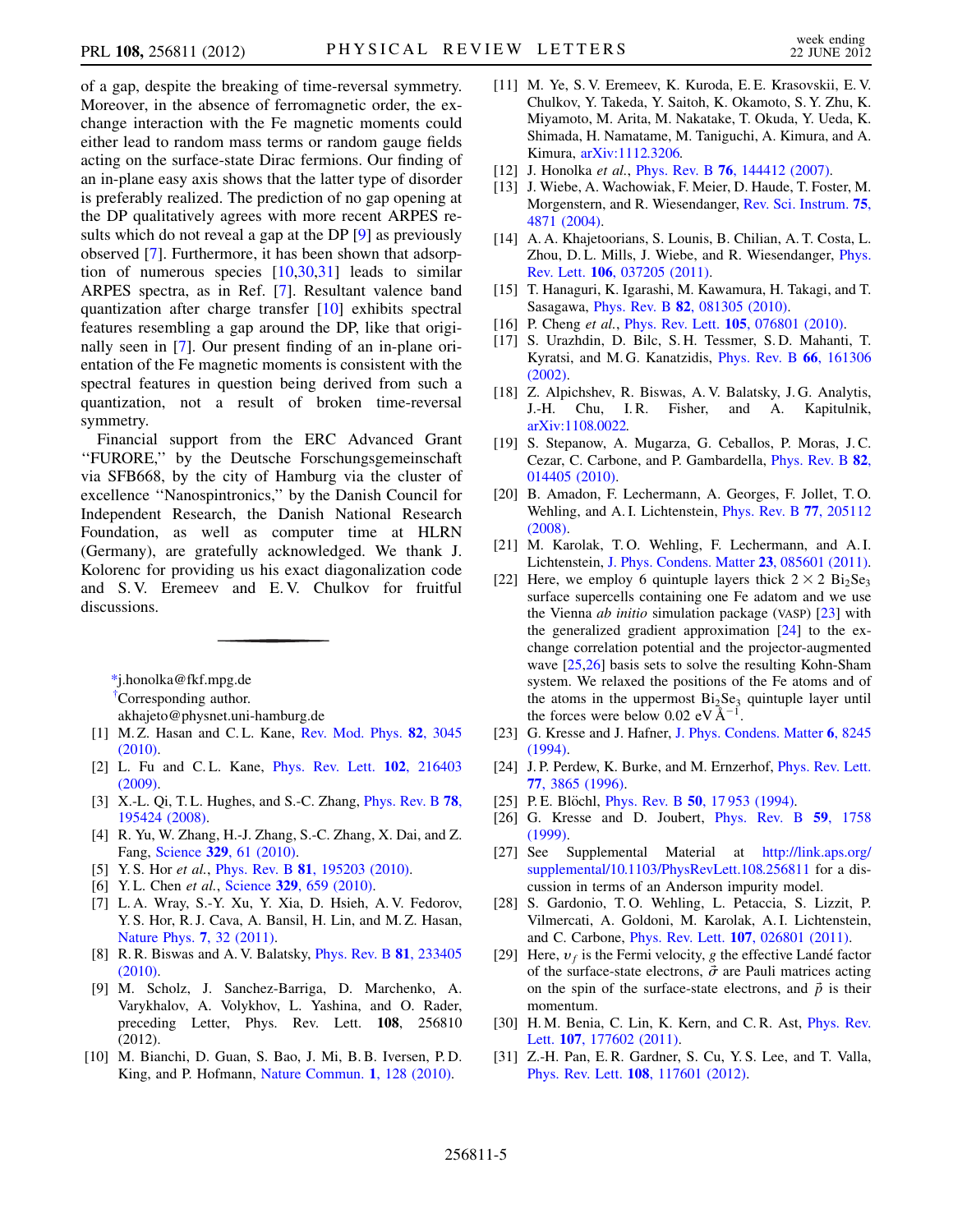of a gap, despite the breaking of time-reversal symmetry. Moreover, in the absence of ferromagnetic order, the exchange interaction with the Fe magnetic moments could either lead to random mass terms or random gauge fields acting on the surface-state Dirac fermions. Our finding of an in-plane easy axis shows that the latter type of disorder is preferably realized. The prediction of no gap opening at the DP qualitatively agrees with more recent ARPES results which do not reveal a gap at the DP [9] as previously observed [7]. Furthermore, it has been shown that adsorption of numerous species [10,30,31] leads to similar ARPES spectra, as in Ref. [7]. Resultant valence band quantization after charge transfer [10] exhibits spectral features resembling a gap around the DP, like that originally seen in [7]. Our present finding of an in-plane orientation of the Fe magnetic moments is consistent with the spectral features in question being derived from such a quantization, not a result of broken time-reversal symmetry.

Financial support from the ERC Advanced Grant ''FURORE,'' by the Deutsche Forschungsgemeinschaft via SFB668, by the city of Hamburg via the cluster of excellence ''Nanospintronics,'' by the Danish Council for Independent Research, the Danish National Research Foundation, as well as computer time at HLRN (Germany), are gratefully acknowledged. We thank J. Kolorenc for providing us his exact diagonalization code and S. V. Eremeev and E. V. Chulkov for fruitful discussions.

---

*j.honolka@fkf.mpg.de

†Corresponding author.
akhajeto@physnet.uni-hamburg.de

[1] M. Z. Hasan and C. L. Kane, Rev. Mod. Phys. **82**, 3045 (2010).

[2] L. Fu and C. L. Kane, Phys. Rev. Lett. **102**, 216403 (2009).

[3] X.-L. Qi, T. L. Hughes, and S.-C. Zhang, Phys. Rev. B **78**, 195424 (2008).

[4] R. Yu, W. Zhang, H.-J. Zhang, S.-C. Zhang, X. Dai, and Z. Fang, Science **329**, 61 (2010).

[5] Y. S. Hor *et al.*, Phys. Rev. B **81**, 195203 (2010).

[6] Y. L. Chen *et al.*, Science **329**, 659 (2010).

[7] L. A. Wray, S.-Y. Xu, Y. Xia, D. Hsieh, A. V. Fedorov, Y. S. Hor, R. J. Cava, A. Bansil, H. Lin, and M. Z. Hasan, Nature Phys. **7**, 32 (2011).

[8] R. R. Biswas and A. V. Balatsky, Phys. Rev. B **81**, 233405 (2010).

[9] M. Scholz, J. Sanchez-Barriga, D. Marchenko, A. Varykhalov, A. Volykhov, L. Yashina, and O. Rader, preceding Letter, Phys. Rev. Lett. **108**, 256810 (2012).

[10] M. Bianchi, D. Guan, S. Bao, J. Mi, B. B. Iversen, P. D. King, and P. Hofmann, Nature Commun. **1**, 128 (2010).

[11] M. Ye, S. V. Eremeev, K. Kuroda, E. E. Krasovskii, E. V. Chulkov, Y. Takeda, Y. Saitoh, K. Okamoto, S. Y. Zhu, K. Miyamoto, M. Arita, M. Nakatake, T. Okuda, Y. Ueda, K. Shimada, H. Namatame, M. Taniguchi, A. Kimura, and A. Kimura, arXiv:1112.3206.

[12] J. Honolka *et al.*, Phys. Rev. B **76**, 144412 (2007).

[13] J. Wiebe, A. Wachowiak, F. Meier, D. Haude, T. Foster, M. Morgenstern, and R. Wiesendanger, Rev. Sci. Instrum. **75**, 4871 (2004).

[14] A. A. Khajetoorians, S. Lounis, B. Chilian, A. T. Costa, L. Zhou, D. L. Mills, J. Wiebe, and R. Wiesendanger, Phys. Rev. Lett. **106**, 037205 (2011).

[15] T. Hanaguri, K. Igarashi, M. Kawamura, H. Takagi, and T. Sasagawa, Phys. Rev. B **82**, 081305 (2010).

[16] P. Cheng *et al.*, Phys. Rev. Lett. **105**, 076801 (2010).

[17] S. Urazhdin, D. Bilc, S. H. Tessmer, S. D. Mahanti, T. Kyratsi, and M. G. Kanatzidis, Phys. Rev. B **66**, 161306 (2002).

[18] Z. Alpichshev, R. Biswas, A. V. Balatsky, J. G. Analytis, J.-H. Chu, I. R. Fisher, and A. Kapitulnik, arXiv:1108.0022.

[19] S. Stepanow, A. Mugarza, G. Ceballos, P. Moras, J. C. Cezar, C. Carbone, and P. Gambardella, Phys. Rev. B **82**, 014405 (2010).

[20] B. Amadon, F. Lechermann, A. Georges, F. Jollet, T. O. Wehling, and A. I. Lichtenstein, Phys. Rev. B **77**, 205112 (2008).

[21] M. Karolak, T. O. Wehling, F. Lechermann, and A. I. Lichtenstein, J. Phys. Condens. Matter **23**, 085601 (2011).

[22] Here, we employ 6 quintuple layers thick $2 \times 2$ $Bi_2Se_3$ surface supercells containing one Fe adatom and we use the Vienna *ab initio* simulation package (VASP) [23] with the generalized gradient approximation [24] to the exchange correlation potential and the projector-augmented wave [25,26] basis sets to solve the resulting Kohn-Sham system. We relaxed the positions of the Fe atoms and of the atoms in the uppermost $Bi_2Se_3$ quintuple layer until the forces were below 0.02 eV Å$^{-1}$.

[23] G. Kresse and J. Hafner, J. Phys. Condens. Matter **6**, 8245 (1994).

[24] J. P. Perdew, K. Burke, and M. Ernzerhof, Phys. Rev. Lett. **77**, 3865 (1996).

[25] P. E. Blöchl, Phys. Rev. B **50**, 17 953 (1994).

[26] G. Kresse and D. Joubert, Phys. Rev. B **59**, 1758 (1999).

[27] See Supplemental Material at http://link.aps.org/supplemental/10.1103/PhysRevLett.108.256811 for a discussion in terms of an Anderson impurity model.

[28] S. Gardonio, T. O. Wehling, L. Petaccia, S. Lizzit, P. Vilmercati, A. Goldoni, M. Karolak, A. I. Lichtenstein, and C. Carbone, Phys. Rev. Lett. **107**, 026801 (2011).

[29] Here, $v_f$ is the Fermi velocity, $g$ the effective Landé factor of the surface-state electrons, $\vec{\sigma}$ are Pauli matrices acting on the spin of the surface-state electrons, and $\vec{p}$ is their momentum.

[30] H. M. Benia, C. Lin, K. Kern, and C. R. Ast, Phys. Rev. Lett. **107**, 177602 (2011).

[31] Z.-H. Pan, E. R. Gardner, S. Cu, Y. S. Lee, and T. Valla, Phys. Rev. Lett. **108**, 117601 (2012).